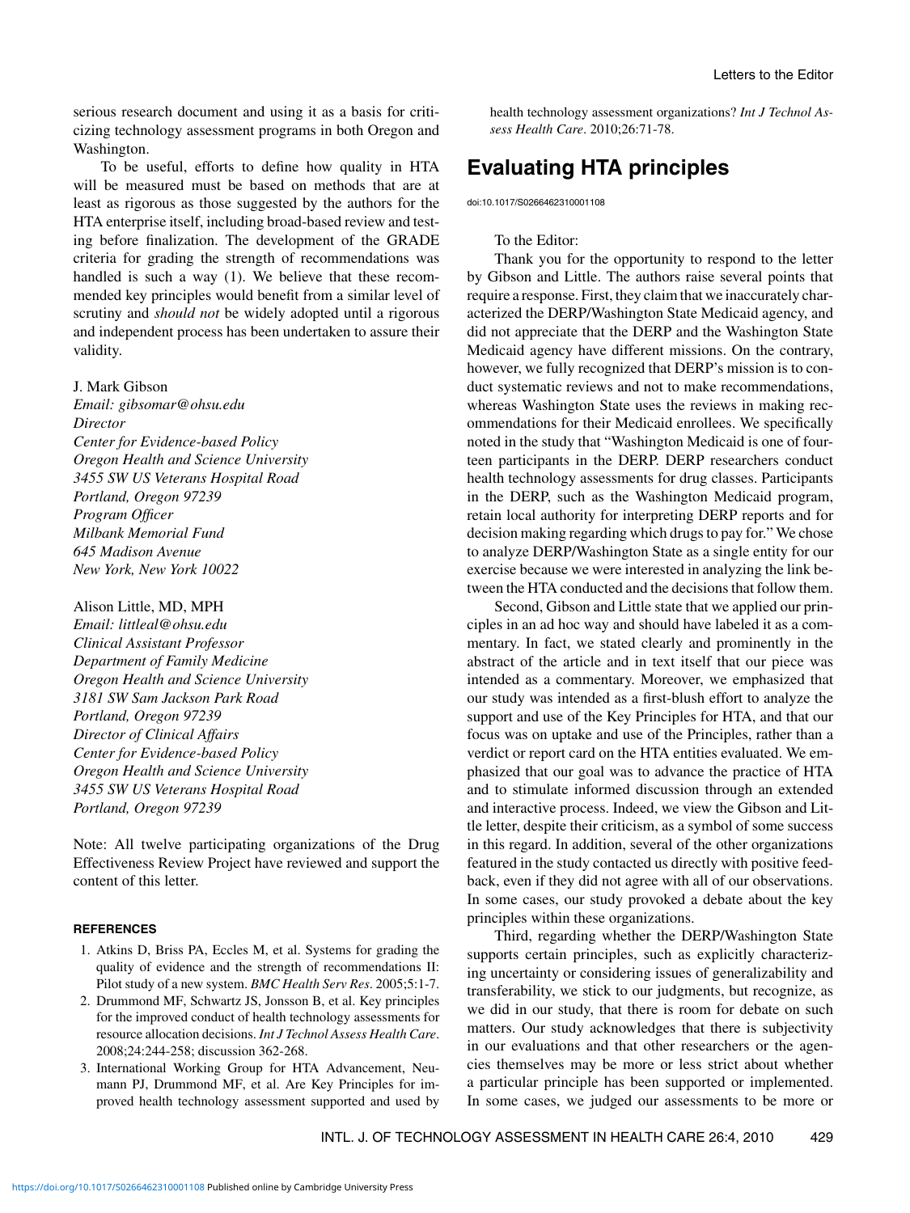serious research document and using it as a basis for criticizing technology assessment programs in both Oregon and Washington.

To be useful, efforts to define how quality in HTA will be measured must be based on methods that are at least as rigorous as those suggested by the authors for the HTA enterprise itself, including broad-based review and testing before finalization. The development of the GRADE criteria for grading the strength of recommendations was handled is such a way (1). We believe that these recommended key principles would benefit from a similar level of scrutiny and *should not* be widely adopted until a rigorous and independent process has been undertaken to assure their validity.

J. Mark Gibson
*Email: gibsomar@ohsu.edu*
*Director*
*Center for Evidence-based Policy*
*Oregon Health and Science University*
*3455 SW US Veterans Hospital Road*
*Portland, Oregon 97239*
*Program Officer*
*Milbank Memorial Fund*
*645 Madison Avenue*
*New York, New York 10022*

Alison Little, MD, MPH
*Email: littleal@ohsu.edu*
*Clinical Assistant Professor*
*Department of Family Medicine*
*Oregon Health and Science University*
*3181 SW Sam Jackson Park Road*
*Portland, Oregon 97239*
*Director of Clinical Affairs*
*Center for Evidence-based Policy*
*Oregon Health and Science University*
*3455 SW US Veterans Hospital Road*
*Portland, Oregon 97239*

Note: All twelve participating organizations of the Drug Effectiveness Review Project have reviewed and support the content of this letter.

#### REFERENCES

1. Atkins D, Briss PA, Eccles M, et al. Systems for grading the quality of evidence and the strength of recommendations II: Pilot study of a new system. *BMC Health Serv Res*. 2005;5:1-7.
2. Drummond MF, Schwartz JS, Jonsson B, et al. Key principles for the improved conduct of health technology assessments for resource allocation decisions. *Int J Technol Assess Health Care*. 2008;24:244-258; discussion 362-268.
3. International Working Group for HTA Advancement, Neumann PJ, Drummond MF, et al. Are Key Principles for improved health technology assessment supported and used by health technology assessment organizations? *Int J Technol Assess Health Care*. 2010;26:71-78.

## Evaluating HTA principles

doi:10.1017/S0266462310001108

To the Editor:

Thank you for the opportunity to respond to the letter by Gibson and Little. The authors raise several points that require a response. First, they claim that we inaccurately characterized the DERP/Washington State Medicaid agency, and did not appreciate that the DERP and the Washington State Medicaid agency have different missions. On the contrary, however, we fully recognized that DERP's mission is to conduct systematic reviews and not to make recommendations, whereas Washington State uses the reviews in making recommendations for their Medicaid enrollees. We specifically noted in the study that "Washington Medicaid is one of fourteen participants in the DERP. DERP researchers conduct health technology assessments for drug classes. Participants in the DERP, such as the Washington Medicaid program, retain local authority for interpreting DERP reports and for decision making regarding which drugs to pay for." We chose to analyze DERP/Washington State as a single entity for our exercise because we were interested in analyzing the link between the HTA conducted and the decisions that follow them.

Second, Gibson and Little state that we applied our principles in an ad hoc way and should have labeled it as a commentary. In fact, we stated clearly and prominently in the abstract of the article and in text itself that our piece was intended as a commentary. Moreover, we emphasized that our study was intended as a first-blush effort to analyze the support and use of the Key Principles for HTA, and that our focus was on uptake and use of the Principles, rather than a verdict or report card on the HTA entities evaluated. We emphasized that our goal was to advance the practice of HTA and to stimulate informed discussion through an extended and interactive process. Indeed, we view the Gibson and Little letter, despite their criticism, as a symbol of some success in this regard. In addition, several of the other organizations featured in the study contacted us directly with positive feedback, even if they did not agree with all of our observations. In some cases, our study provoked a debate about the key principles within these organizations.

Third, regarding whether the DERP/Washington State supports certain principles, such as explicitly characterizing uncertainty or considering issues of generalizability and transferability, we stick to our judgments, but recognize, as we did in our study, that there is room for debate on such matters. Our study acknowledges that there is subjectivity in our evaluations and that other researchers or the agencies themselves may be more or less strict about whether a particular principle has been supported or implemented. In some cases, we judged our assessments to be more or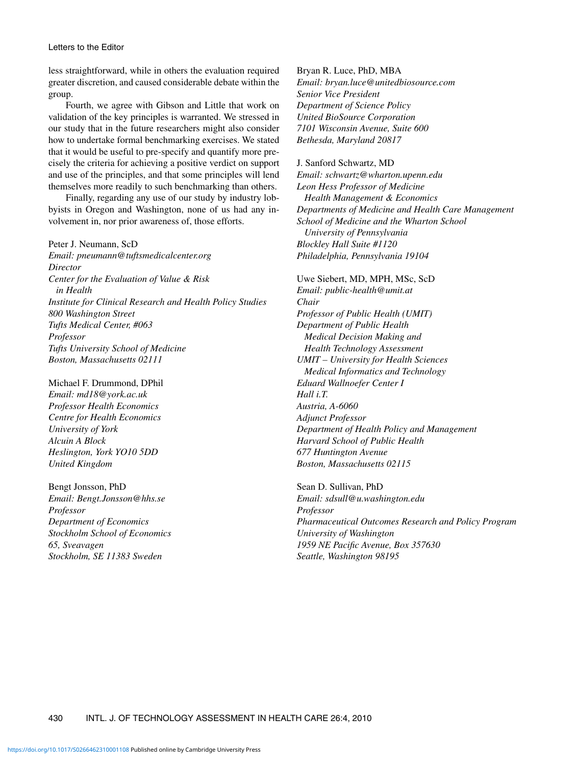less straightforward, while in others the evaluation required greater discretion, and caused considerable debate within the group.

Fourth, we agree with Gibson and Little that work on validation of the key principles is warranted. We stressed in our study that in the future researchers might also consider how to undertake formal benchmarking exercises. We stated that it would be useful to pre-specify and quantify more precisely the criteria for achieving a positive verdict on support and use of the principles, and that some principles will lend themselves more readily to such benchmarking than others.

Finally, regarding any use of our study by industry lobbyists in Oregon and Washington, none of us had any involvement in, nor prior awareness of, those efforts.

Peter J. Neumann, ScD
*Email: pneumann@tuftsmedicalcenter.org*
*Director*
*Center for the Evaluation of Value & Risk in Health*
*Institute for Clinical Research and Health Policy Studies*
*800 Washington Street*
*Tufts Medical Center, #063*
*Professor*
*Tufts University School of Medicine*
*Boston, Massachusetts 02111*

Michael F. Drummond, DPhil
*Email: md18@york.ac.uk*
*Professor Health Economics*
*Centre for Health Economics*
*University of York*
*Alcuin A Block*
*Heslington, York YO10 5DD*
*United Kingdom*

Bengt Jonsson, PhD
*Email: Bengt.Jonsson@hhs.se*
*Professor*
*Department of Economics*
*Stockholm School of Economics*
*65, Sveavagen*
*Stockholm, SE 11383 Sweden*

Bryan R. Luce, PhD, MBA
*Email: bryan.luce@unitedbiosource.com*
*Senior Vice President*
*Department of Science Policy*
*United BioSource Corporation*
*7101 Wisconsin Avenue, Suite 600*
*Bethesda, Maryland 20817*

J. Sanford Schwartz, MD
*Email: schwartz@wharton.upenn.edu*
*Leon Hess Professor of Medicine Health Management & Economics*
*Departments of Medicine and Health Care Management*
*School of Medicine and the Wharton School University of Pennsylvania*
*Blockley Hall Suite #1120*
*Philadelphia, Pennsylvania 19104*

Uwe Siebert, MD, MPH, MSc, ScD
*Email: public-health@umit.at*
*Chair*
*Professor of Public Health (UMIT)*
*Department of Public Health Medical Decision Making and Health Technology Assessment*
*UMIT – University for Health Sciences Medical Informatics and Technology*
*Eduard Wallnoefer Center I*
*Hall i.T.*
*Austria, A-6060*
*Adjunct Professor*
*Department of Health Policy and Management*
*Harvard School of Public Health*
*677 Huntington Avenue*
*Boston, Massachusetts 02115*

Sean D. Sullivan, PhD
*Email: sdsull@u.washington.edu*
*Professor*
*Pharmaceutical Outcomes Research and Policy Program*
*University of Washington*
*1959 NE Pacific Avenue, Box 357630*
*Seattle, Washington 98195*